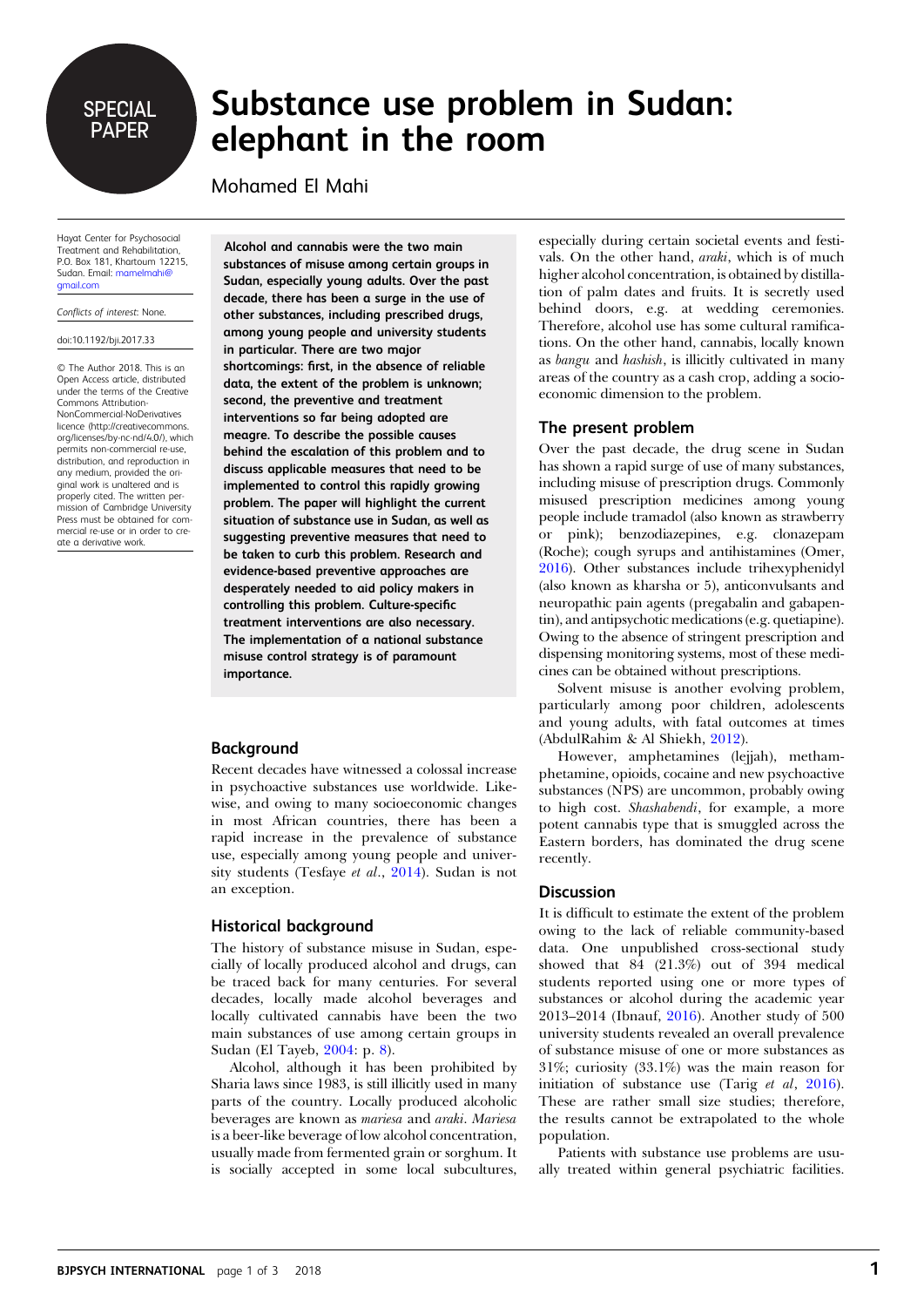SPECIAL PAPER

# Substance use problem in Sudan: elephant in the room

Mohamed El Mahi

Hayat Center for Psychosocial Treatment and Rehabilitation, P.O. Box 181, Khartoum 12215, Sudan. Email: mamelmahi@gmail.com

*Conflicts of interest:* None.

doi:10.1192/bji.2017.33

© The Author 2018. This is an Open Access article, distributed under the terms of the Creative Commons Attribution-NonCommercial-NoDerivatives licence (http://creativecommons.org/licenses/by-nc-nd/4.0/), which permits non-commercial re-use, distribution, and reproduction in any medium, provided the original work is unaltered and is properly cited. The written permission of Cambridge University Press must be obtained for commercial re-use or in order to create a derivative work.

**Alcohol and cannabis were the two main substances of misuse among certain groups in Sudan, especially young adults. Over the past decade, there has been a surge in the use of other substances, including prescribed drugs, among young people and university students in particular. There are two major shortcomings: first, in the absence of reliable data, the extent of the problem is unknown; second, the preventive and treatment interventions so far being adopted are meagre. To describe the possible causes behind the escalation of this problem and to discuss applicable measures that need to be implemented to control this rapidly growing problem. The paper will highlight the current situation of substance use in Sudan, as well as suggesting preventive measures that need to be taken to curb this problem. Research and evidence-based preventive approaches are desperately needed to aid policy makers in controlling this problem. Culture-specific treatment interventions are also necessary. The implementation of a national substance misuse control strategy is of paramount importance.**

## Background

Recent decades have witnessed a colossal increase in psychoactive substances use worldwide. Likewise, and owing to many socioeconomic changes in most African countries, there has been a rapid increase in the prevalence of substance use, especially among young people and university students (Tesfaye *et al*., 2014). Sudan is not an exception.

## Historical background

The history of substance misuse in Sudan, especially of locally produced alcohol and drugs, can be traced back for many centuries. For several decades, locally made alcohol beverages and locally cultivated cannabis have been the two main substances of use among certain groups in Sudan (El Tayeb, 2004: p. 8).

Alcohol, although it has been prohibited by Sharia laws since 1983, is still illicitly used in many parts of the country. Locally produced alcoholic beverages are known as *mariesa* and *araki*. *Mariesa* is a beer-like beverage of low alcohol concentration, usually made from fermented grain or sorghum. It is socially accepted in some local subcultures, especially during certain societal events and festivals. On the other hand, *araki*, which is of much higher alcohol concentration, is obtained by distillation of palm dates and fruits. It is secretly used behind doors, e.g. at wedding ceremonies. Therefore, alcohol use has some cultural ramifications. On the other hand, cannabis, locally known as *bangu* and *hashish*, is illicitly cultivated in many areas of the country as a cash crop, adding a socioeconomic dimension to the problem.

## The present problem

Over the past decade, the drug scene in Sudan has shown a rapid surge of use of many substances, including misuse of prescription drugs. Commonly misused prescription medicines among young people include tramadol (also known as strawberry or pink); benzodiazepines, e.g. clonazepam (Roche); cough syrups and antihistamines (Omer, 2016). Other substances include trihexyphenidyl (also known as kharsha or 5), anticonvulsants and neuropathic pain agents (pregabalin and gabapentin), and antipsychotic medications (e.g. quetiapine). Owing to the absence of stringent prescription and dispensing monitoring systems, most of these medicines can be obtained without prescriptions.

Solvent misuse is another evolving problem, particularly among poor children, adolescents and young adults, with fatal outcomes at times (AbdulRahim & Al Shiekh, 2012).

However, amphetamines (lejjah), methamphetamine, opioids, cocaine and new psychoactive substances (NPS) are uncommon, probably owing to high cost. *Shashabendi*, for example, a more potent cannabis type that is smuggled across the Eastern borders, has dominated the drug scene recently.

## Discussion

It is difficult to estimate the extent of the problem owing to the lack of reliable community-based data. One unpublished cross-sectional study showed that 84 (21.3%) out of 394 medical students reported using one or more types of substances or alcohol during the academic year 2013–2014 (Ibnauf, 2016). Another study of 500 university students revealed an overall prevalence of substance misuse of one or more substances as 31%; curiosity (33.1%) was the main reason for initiation of substance use (Tarig *et al*, 2016). These are rather small size studies; therefore, the results cannot be extrapolated to the whole population.

Patients with substance use problems are usually treated within general psychiatric facilities.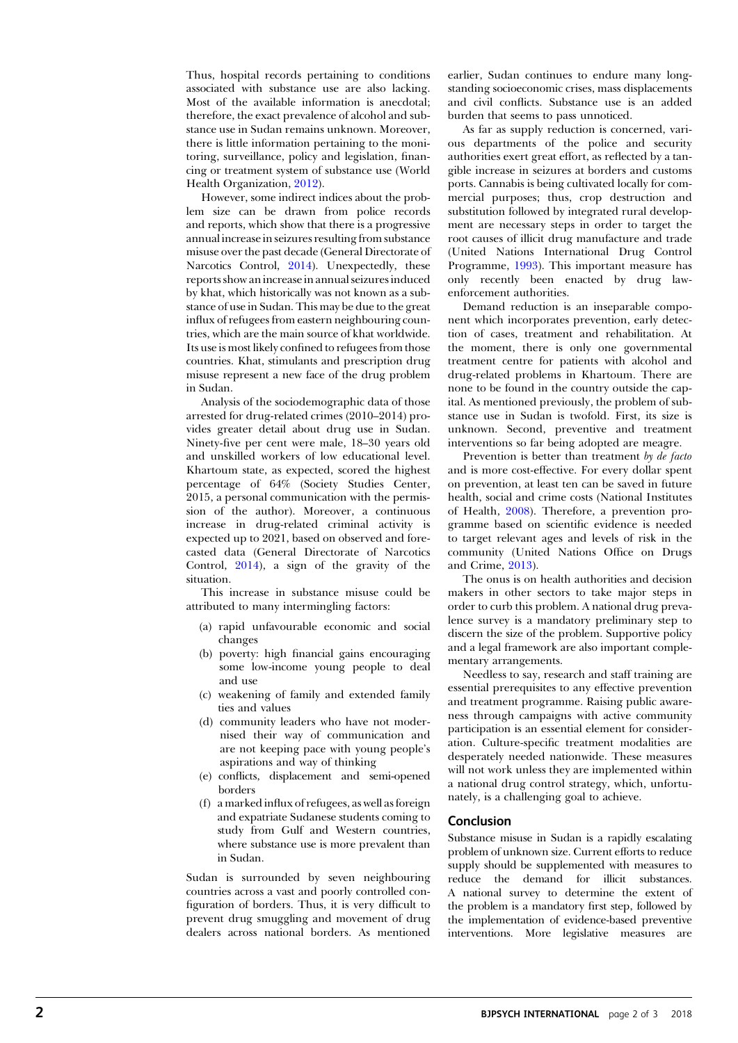Thus, hospital records pertaining to conditions associated with substance use are also lacking. Most of the available information is anecdotal; therefore, the exact prevalence of alcohol and substance use in Sudan remains unknown. Moreover, there is little information pertaining to the monitoring, surveillance, policy and legislation, financing or treatment system of substance use (World Health Organization, 2012).

However, some indirect indices about the problem size can be drawn from police records and reports, which show that there is a progressive annual increase in seizures resulting from substance misuse over the past decade (General Directorate of Narcotics Control, 2014). Unexpectedly, these reports show an increase in annual seizures induced by khat, which historically was not known as a substance of use in Sudan. This may be due to the great influx of refugees from eastern neighbouring countries, which are the main source of khat worldwide. Its use is most likely confined to refugees from those countries. Khat, stimulants and prescription drug misuse represent a new face of the drug problem in Sudan.

Analysis of the sociodemographic data of those arrested for drug-related crimes (2010–2014) provides greater detail about drug use in Sudan. Ninety-five per cent were male, 18–30 years old and unskilled workers of low educational level. Khartoum state, as expected, scored the highest percentage of 64% (Society Studies Center, 2015, a personal communication with the permission of the author). Moreover, a continuous increase in drug-related criminal activity is expected up to 2021, based on observed and forecasted data (General Directorate of Narcotics Control, 2014), a sign of the gravity of the situation.

This increase in substance misuse could be attributed to many intermingling factors:

(a) rapid unfavourable economic and social changes
(b) poverty: high financial gains encouraging some low-income young people to deal and use
(c) weakening of family and extended family ties and values
(d) community leaders who have not modernised their way of communication and are not keeping pace with young people's aspirations and way of thinking
(e) conflicts, displacement and semi-opened borders
(f) a marked influx of refugees, as well as foreign and expatriate Sudanese students coming to study from Gulf and Western countries, where substance use is more prevalent than in Sudan.

Sudan is surrounded by seven neighbouring countries across a vast and poorly controlled configuration of borders. Thus, it is very difficult to prevent drug smuggling and movement of drug dealers across national borders. As mentioned earlier, Sudan continues to endure many long-standing socioeconomic crises, mass displacements and civil conflicts. Substance use is an added burden that seems to pass unnoticed.

As far as supply reduction is concerned, various departments of the police and security authorities exert great effort, as reflected by a tangible increase in seizures at borders and customs ports. Cannabis is being cultivated locally for commercial purposes; thus, crop destruction and substitution followed by integrated rural development are necessary steps in order to target the root causes of illicit drug manufacture and trade (United Nations International Drug Control Programme, 1993). This important measure has only recently been enacted by drug law-enforcement authorities.

Demand reduction is an inseparable component which incorporates prevention, early detection of cases, treatment and rehabilitation. At the moment, there is only one governmental treatment centre for patients with alcohol and drug-related problems in Khartoum. There are none to be found in the country outside the capital. As mentioned previously, the problem of substance use in Sudan is twofold. First, its size is unknown. Second, preventive and treatment interventions so far being adopted are meagre.

Prevention is better than treatment *by de facto* and is more cost-effective. For every dollar spent on prevention, at least ten can be saved in future health, social and crime costs (National Institutes of Health, 2008). Therefore, a prevention programme based on scientific evidence is needed to target relevant ages and levels of risk in the community (United Nations Office on Drugs and Crime, 2013).

The onus is on health authorities and decision makers in other sectors to take major steps in order to curb this problem. A national drug prevalence survey is a mandatory preliminary step to discern the size of the problem. Supportive policy and a legal framework are also important complementary arrangements.

Needless to say, research and staff training are essential prerequisites to any effective prevention and treatment programme. Raising public awareness through campaigns with active community participation is an essential element for consideration. Culture-specific treatment modalities are desperately needed nationwide. These measures will not work unless they are implemented within a national drug control strategy, which, unfortunately, is a challenging goal to achieve.

## Conclusion

Substance misuse in Sudan is a rapidly escalating problem of unknown size. Current efforts to reduce supply should be supplemented with measures to reduce the demand for illicit substances. A national survey to determine the extent of the problem is a mandatory first step, followed by the implementation of evidence-based preventive interventions. More legislative measures are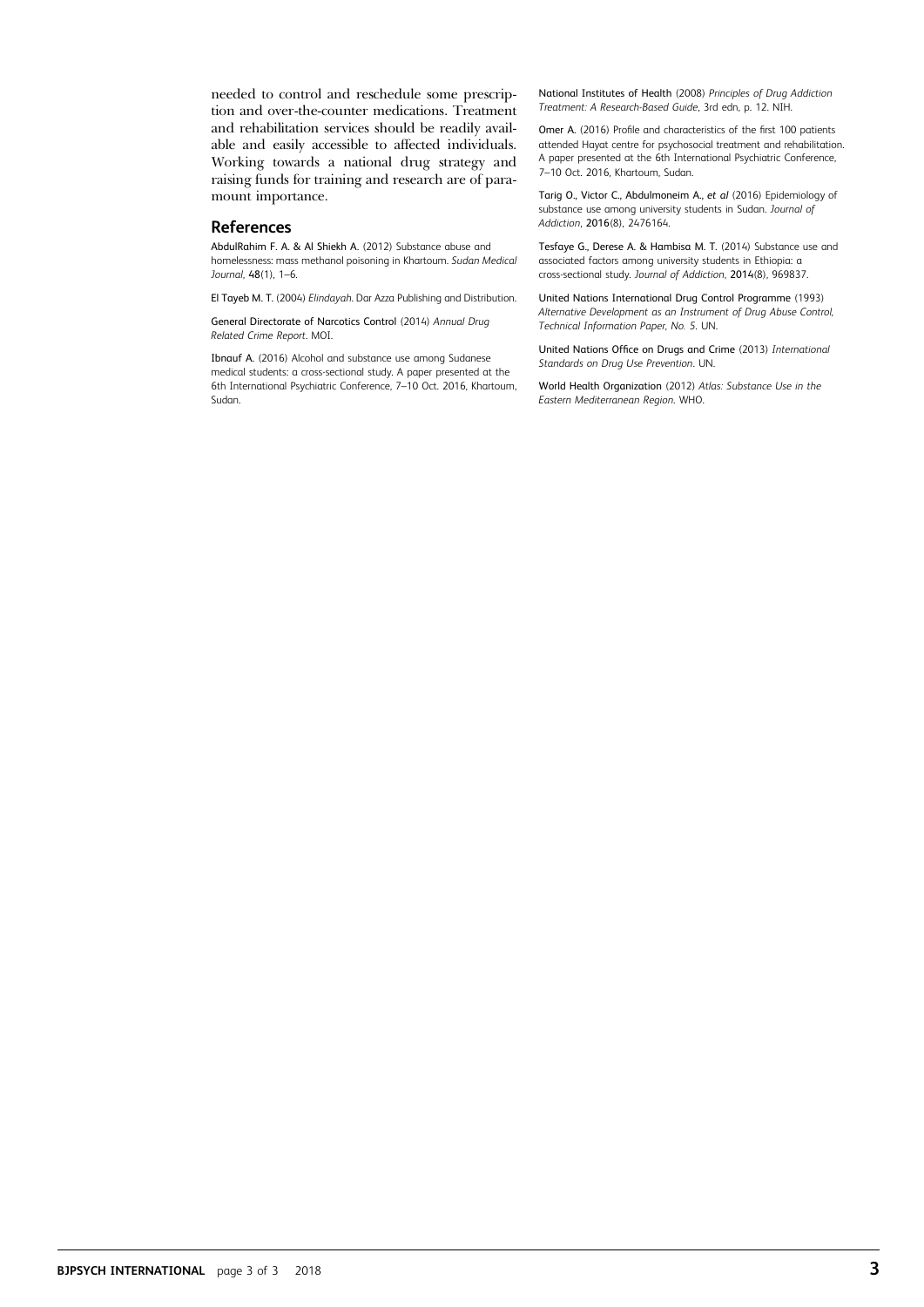needed to control and reschedule some prescription and over-the-counter medications. Treatment and rehabilitation services should be readily available and easily accessible to affected individuals. Working towards a national drug strategy and raising funds for training and research are of paramount importance.

## References

**AbdulRahim F. A. & Al Shiekh A.** (2012) Substance abuse and homelessness: mass methanol poisoning in Khartoum. *Sudan Medical Journal*, **48**(1), 1–6.

**El Tayeb M. T.** (2004) *Elindayah*. Dar Azza Publishing and Distribution.

**General Directorate of Narcotics Control** (2014) *Annual Drug Related Crime Report*. MOI.

**Ibnauf A.** (2016) Alcohol and substance use among Sudanese medical students: a cross-sectional study. A paper presented at the 6th International Psychiatric Conference, 7–10 Oct. 2016, Khartoum, Sudan.

**National Institutes of Health** (2008) *Principles of Drug Addiction Treatment: A Research-Based Guide*, 3rd edn, p. 12. NIH.

**Omer A.** (2016) Profile and characteristics of the first 100 patients attended Hayat centre for psychosocial treatment and rehabilitation. A paper presented at the 6th International Psychiatric Conference, 7–10 Oct. 2016, Khartoum, Sudan.

**Tarig O., Victor C., Abdulmoneim A.,** ***et al*** (2016) Epidemiology of substance use among university students in Sudan. *Journal of Addiction*, **2016**(8), 2476164.

**Tesfaye G., Derese A. & Hambisa M. T.** (2014) Substance use and associated factors among university students in Ethiopia: a cross-sectional study. *Journal of Addiction*, **2014**(8), 969837.

**United Nations International Drug Control Programme** (1993) *Alternative Development as an Instrument of Drug Abuse Control, Technical Information Paper, No. 5*. UN.

**United Nations Office on Drugs and Crime** (2013) *International Standards on Drug Use Prevention*. UN.

**World Health Organization** (2012) *Atlas: Substance Use in the Eastern Mediterranean Region*. WHO.